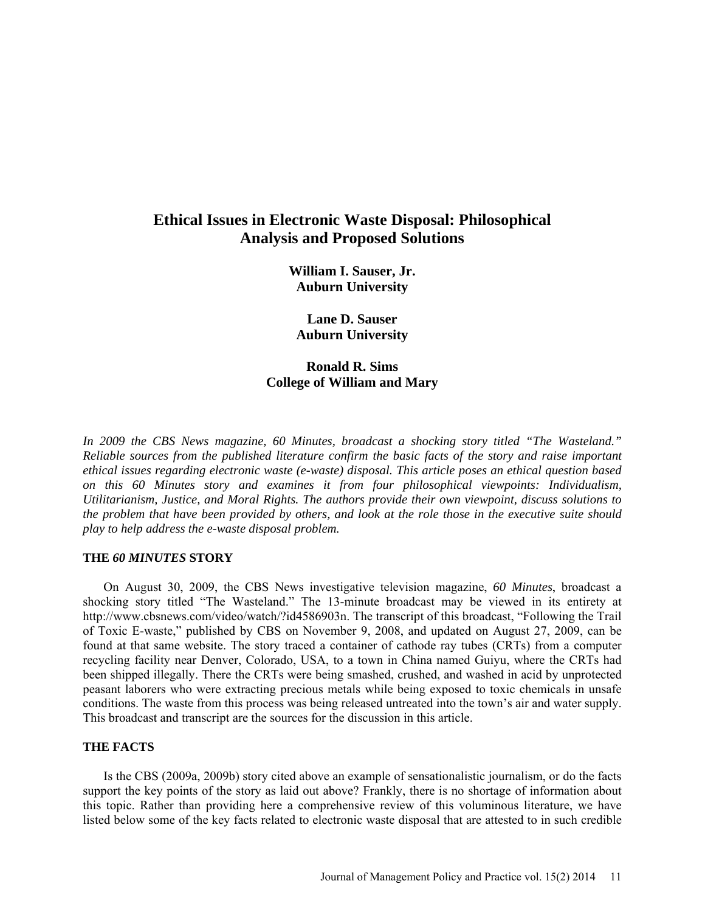# Ethical Issues in Electronic Waste Disposal: Philosophical Analysis and Proposed Solutions

**William I. Sauser, Jr.**
**Auburn University**

**Lane D. Sauser**
**Auburn University**

**Ronald R. Sims**
**College of William and Mary**

*In 2009 the CBS News magazine, 60 Minutes, broadcast a shocking story titled "The Wasteland." Reliable sources from the published literature confirm the basic facts of the story and raise important ethical issues regarding electronic waste (e-waste) disposal. This article poses an ethical question based on this 60 Minutes story and examines it from four philosophical viewpoints: Individualism, Utilitarianism, Justice, and Moral Rights. The authors provide their own viewpoint, discuss solutions to the problem that have been provided by others, and look at the role those in the executive suite should play to help address the e-waste disposal problem.*

## THE *60 MINUTES* STORY

On August 30, 2009, the CBS News investigative television magazine, *60 Minutes*, broadcast a shocking story titled "The Wasteland." The 13-minute broadcast may be viewed in its entirety at http://www.cbsnews.com/video/watch/?id4586903n. The transcript of this broadcast, "Following the Trail of Toxic E-waste," published by CBS on November 9, 2008, and updated on August 27, 2009, can be found at that same website. The story traced a container of cathode ray tubes (CRTs) from a computer recycling facility near Denver, Colorado, USA, to a town in China named Guiyu, where the CRTs had been shipped illegally. There the CRTs were being smashed, crushed, and washed in acid by unprotected peasant laborers who were extracting precious metals while being exposed to toxic chemicals in unsafe conditions. The waste from this process was being released untreated into the town's air and water supply. This broadcast and transcript are the sources for the discussion in this article.

## THE FACTS

Is the CBS (2009a, 2009b) story cited above an example of sensationalistic journalism, or do the facts support the key points of the story as laid out above? Frankly, there is no shortage of information about this topic. Rather than providing here a comprehensive review of this voluminous literature, we have listed below some of the key facts related to electronic waste disposal that are attested to in such credible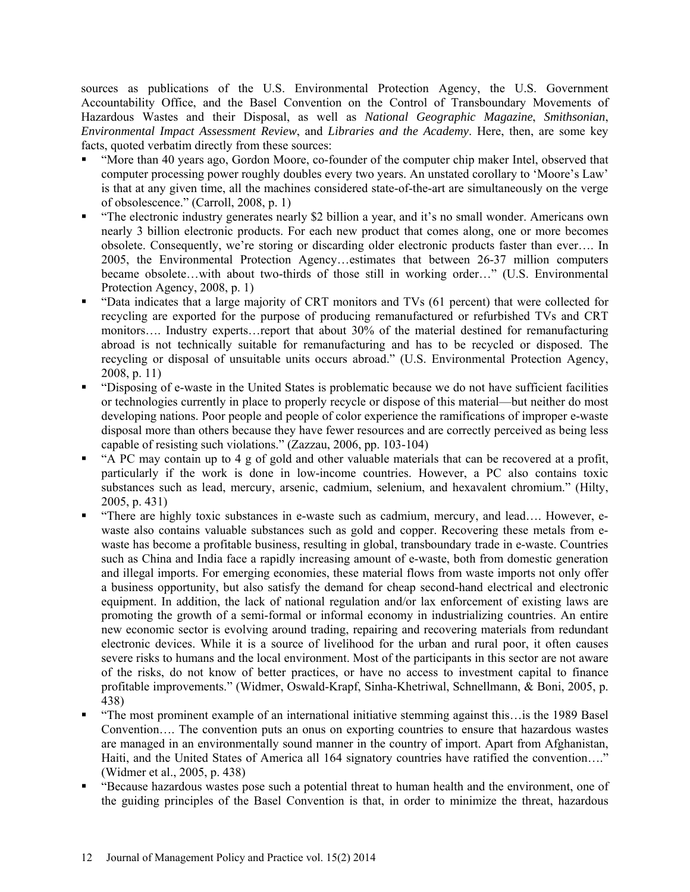sources as publications of the U.S. Environmental Protection Agency, the U.S. Government Accountability Office, and the Basel Convention on the Control of Transboundary Movements of Hazardous Wastes and their Disposal, as well as *National Geographic Magazine*, *Smithsonian*, *Environmental Impact Assessment Review*, and *Libraries and the Academy*. Here, then, are some key facts, quoted verbatim directly from these sources:

- "More than 40 years ago, Gordon Moore, co-founder of the computer chip maker Intel, observed that computer processing power roughly doubles every two years. An unstated corollary to 'Moore's Law' is that at any given time, all the machines considered state-of-the-art are simultaneously on the verge of obsolescence." (Carroll, 2008, p. 1)
- "The electronic industry generates nearly $2 billion a year, and it's no small wonder. Americans own nearly 3 billion electronic products. For each new product that comes along, one or more becomes obsolete. Consequently, we're storing or discarding older electronic products faster than ever…. In 2005, the Environmental Protection Agency…estimates that between 26-37 million computers became obsolete…with about two-thirds of those still in working order…" (U.S. Environmental Protection Agency, 2008, p. 1)
- "Data indicates that a large majority of CRT monitors and TVs (61 percent) that were collected for recycling are exported for the purpose of producing remanufactured or refurbished TVs and CRT monitors…. Industry experts…report that about 30% of the material destined for remanufacturing abroad is not technically suitable for remanufacturing and has to be recycled or disposed. The recycling or disposal of unsuitable units occurs abroad." (U.S. Environmental Protection Agency, 2008, p. 11)
- "Disposing of e-waste in the United States is problematic because we do not have sufficient facilities or technologies currently in place to properly recycle or dispose of this material—but neither do most developing nations. Poor people and people of color experience the ramifications of improper e-waste disposal more than others because they have fewer resources and are correctly perceived as being less capable of resisting such violations." (Zazzau, 2006, pp. 103-104)
- "A PC may contain up to 4 g of gold and other valuable materials that can be recovered at a profit, particularly if the work is done in low-income countries. However, a PC also contains toxic substances such as lead, mercury, arsenic, cadmium, selenium, and hexavalent chromium." (Hilty, 2005, p. 431)
- "There are highly toxic substances in e-waste such as cadmium, mercury, and lead…. However, e-waste also contains valuable substances such as gold and copper. Recovering these metals from e-waste has become a profitable business, resulting in global, transboundary trade in e-waste. Countries such as China and India face a rapidly increasing amount of e-waste, both from domestic generation and illegal imports. For emerging economies, these material flows from waste imports not only offer a business opportunity, but also satisfy the demand for cheap second-hand electrical and electronic equipment. In addition, the lack of national regulation and/or lax enforcement of existing laws are promoting the growth of a semi-formal or informal economy in industrializing countries. An entire new economic sector is evolving around trading, repairing and recovering materials from redundant electronic devices. While it is a source of livelihood for the urban and rural poor, it often causes severe risks to humans and the local environment. Most of the participants in this sector are not aware of the risks, do not know of better practices, or have no access to investment capital to finance profitable improvements." (Widmer, Oswald-Krapf, Sinha-Khetriwal, Schnellmann, & Boni, 2005, p. 438)
- "The most prominent example of an international initiative stemming against this…is the 1989 Basel Convention…. The convention puts an onus on exporting countries to ensure that hazardous wastes are managed in an environmentally sound manner in the country of import. Apart from Afghanistan, Haiti, and the United States of America all 164 signatory countries have ratified the convention…." (Widmer et al., 2005, p. 438)
- "Because hazardous wastes pose such a potential threat to human health and the environment, one of the guiding principles of the Basel Convention is that, in order to minimize the threat, hazardous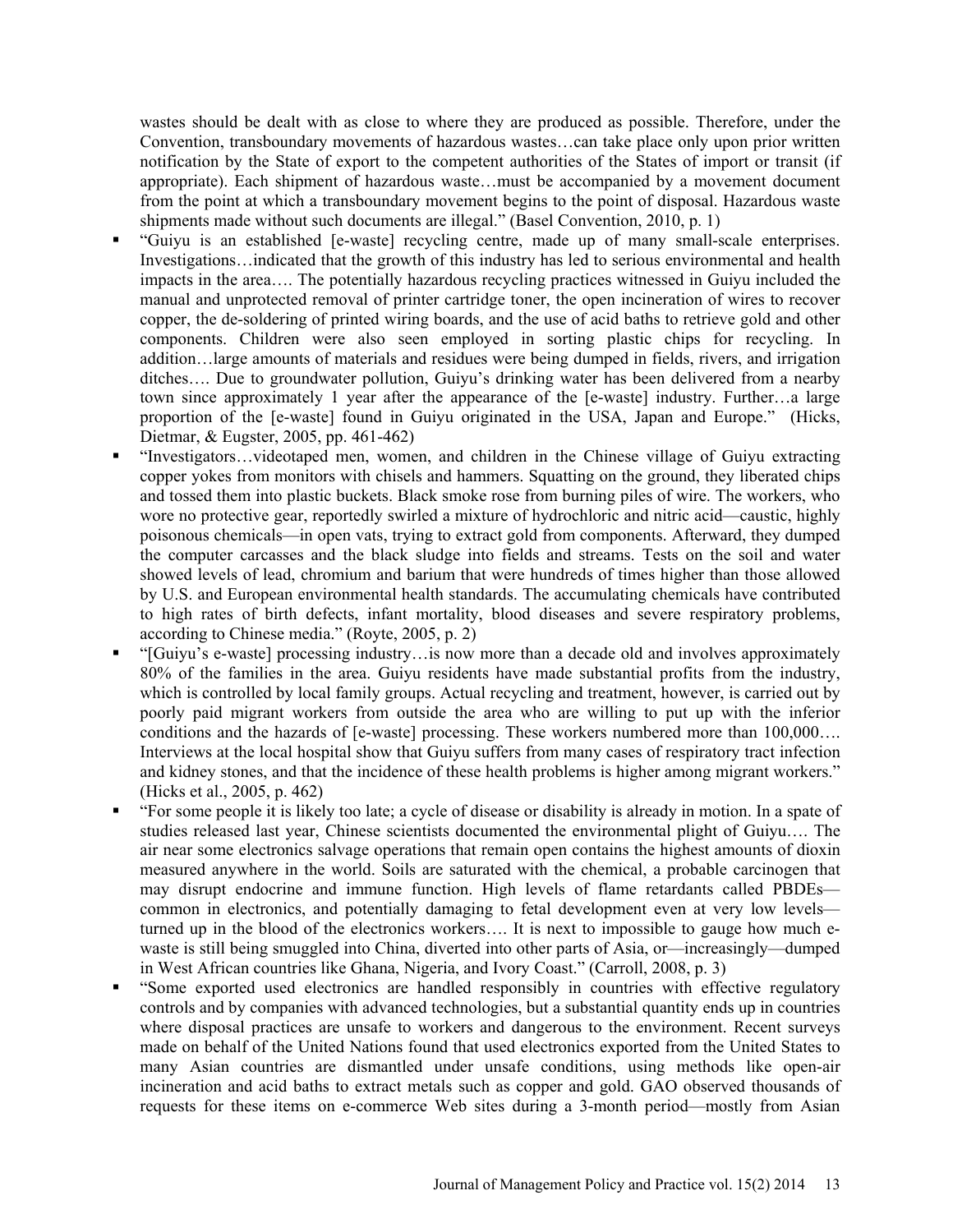wastes should be dealt with as close to where they are produced as possible. Therefore, under the Convention, transboundary movements of hazardous wastes…can take place only upon prior written notification by the State of export to the competent authorities of the States of import or transit (if appropriate). Each shipment of hazardous waste…must be accompanied by a movement document from the point at which a transboundary movement begins to the point of disposal. Hazardous waste shipments made without such documents are illegal." (Basel Convention, 2010, p. 1)

- "Guiyu is an established [e-waste] recycling centre, made up of many small-scale enterprises. Investigations…indicated that the growth of this industry has led to serious environmental and health impacts in the area…. The potentially hazardous recycling practices witnessed in Guiyu included the manual and unprotected removal of printer cartridge toner, the open incineration of wires to recover copper, the de-soldering of printed wiring boards, and the use of acid baths to retrieve gold and other components. Children were also seen employed in sorting plastic chips for recycling. In addition…large amounts of materials and residues were being dumped in fields, rivers, and irrigation ditches…. Due to groundwater pollution, Guiyu's drinking water has been delivered from a nearby town since approximately 1 year after the appearance of the [e-waste] industry. Further…a large proportion of the [e-waste] found in Guiyu originated in the USA, Japan and Europe." (Hicks, Dietmar, & Eugster, 2005, pp. 461-462)
- "Investigators…videotaped men, women, and children in the Chinese village of Guiyu extracting copper yokes from monitors with chisels and hammers. Squatting on the ground, they liberated chips and tossed them into plastic buckets. Black smoke rose from burning piles of wire. The workers, who wore no protective gear, reportedly swirled a mixture of hydrochloric and nitric acid—caustic, highly poisonous chemicals—in open vats, trying to extract gold from components. Afterward, they dumped the computer carcasses and the black sludge into fields and streams. Tests on the soil and water showed levels of lead, chromium and barium that were hundreds of times higher than those allowed by U.S. and European environmental health standards. The accumulating chemicals have contributed to high rates of birth defects, infant mortality, blood diseases and severe respiratory problems, according to Chinese media." (Royte, 2005, p. 2)
- "[Guiyu's e-waste] processing industry…is now more than a decade old and involves approximately 80% of the families in the area. Guiyu residents have made substantial profits from the industry, which is controlled by local family groups. Actual recycling and treatment, however, is carried out by poorly paid migrant workers from outside the area who are willing to put up with the inferior conditions and the hazards of [e-waste] processing. These workers numbered more than 100,000…. Interviews at the local hospital show that Guiyu suffers from many cases of respiratory tract infection and kidney stones, and that the incidence of these health problems is higher among migrant workers." (Hicks et al., 2005, p. 462)
- "For some people it is likely too late; a cycle of disease or disability is already in motion. In a spate of studies released last year, Chinese scientists documented the environmental plight of Guiyu…. The air near some electronics salvage operations that remain open contains the highest amounts of dioxin measured anywhere in the world. Soils are saturated with the chemical, a probable carcinogen that may disrupt endocrine and immune function. High levels of flame retardants called PBDEs—common in electronics, and potentially damaging to fetal development even at very low levels—turned up in the blood of the electronics workers…. It is next to impossible to gauge how much e-waste is still being smuggled into China, diverted into other parts of Asia, or—increasingly—dumped in West African countries like Ghana, Nigeria, and Ivory Coast." (Carroll, 2008, p. 3)
- "Some exported used electronics are handled responsibly in countries with effective regulatory controls and by companies with advanced technologies, but a substantial quantity ends up in countries where disposal practices are unsafe to workers and dangerous to the environment. Recent surveys made on behalf of the United Nations found that used electronics exported from the United States to many Asian countries are dismantled under unsafe conditions, using methods like open-air incineration and acid baths to extract metals such as copper and gold. GAO observed thousands of requests for these items on e-commerce Web sites during a 3-month period—mostly from Asian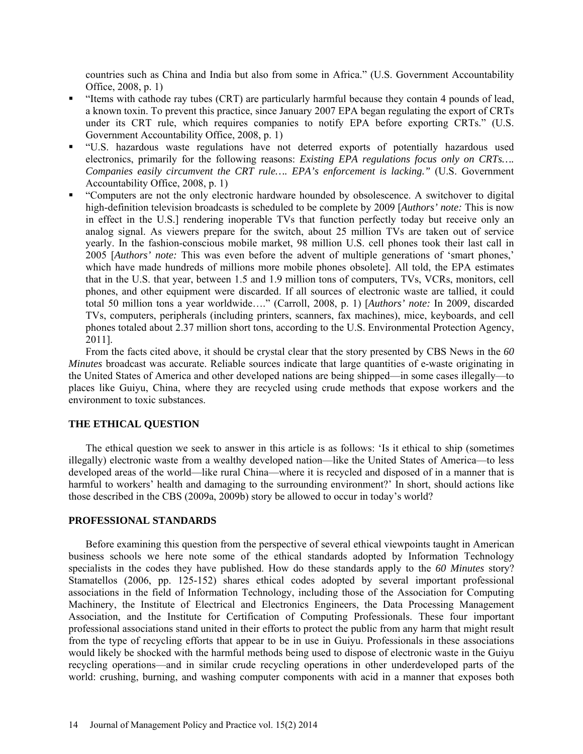countries such as China and India but also from some in Africa." (U.S. Government Accountability Office, 2008, p. 1)

- "Items with cathode ray tubes (CRT) are particularly harmful because they contain 4 pounds of lead, a known toxin. To prevent this practice, since January 2007 EPA began regulating the export of CRTs under its CRT rule, which requires companies to notify EPA before exporting CRTs." (U.S. Government Accountability Office, 2008, p. 1)
- "U.S. hazardous waste regulations have not deterred exports of potentially hazardous used electronics, primarily for the following reasons: ***Existing EPA regulations focus only on CRTs…. Companies easily circumvent the CRT rule…. EPA's enforcement is lacking."*** (U.S. Government Accountability Office, 2008, p. 1)
- "Computers are not the only electronic hardware hounded by obsolescence. A switchover to digital high-definition television broadcasts is scheduled to be complete by 2009 [*Authors' note:* This is now in effect in the U.S.] rendering inoperable TVs that function perfectly today but receive only an analog signal. As viewers prepare for the switch, about 25 million TVs are taken out of service yearly. In the fashion-conscious mobile market, 98 million U.S. cell phones took their last call in 2005 [*Authors' note:* This was even before the advent of multiple generations of 'smart phones,' which have made hundreds of millions more mobile phones obsolete]. All told, the EPA estimates that in the U.S. that year, between 1.5 and 1.9 million tons of computers, TVs, VCRs, monitors, cell phones, and other equipment were discarded. If all sources of electronic waste are tallied, it could total 50 million tons a year worldwide…." (Carroll, 2008, p. 1) [*Authors' note:* In 2009, discarded TVs, computers, peripherals (including printers, scanners, fax machines), mice, keyboards, and cell phones totaled about 2.37 million short tons, according to the U.S. Environmental Protection Agency, 2011].

From the facts cited above, it should be crystal clear that the story presented by CBS News in the *60 Minutes* broadcast was accurate. Reliable sources indicate that large quantities of e-waste originating in the United States of America and other developed nations are being shipped—in some cases illegally—to places like Guiyu, China, where they are recycled using crude methods that expose workers and the environment to toxic substances.

## THE ETHICAL QUESTION

The ethical question we seek to answer in this article is as follows: 'Is it ethical to ship (sometimes illegally) electronic waste from a wealthy developed nation—like the United States of America—to less developed areas of the world—like rural China—where it is recycled and disposed of in a manner that is harmful to workers' health and damaging to the surrounding environment?' In short, should actions like those described in the CBS (2009a, 2009b) story be allowed to occur in today's world?

## PROFESSIONAL STANDARDS

Before examining this question from the perspective of several ethical viewpoints taught in American business schools we here note some of the ethical standards adopted by Information Technology specialists in the codes they have published. How do these standards apply to the *60 Minutes* story? Stamatellos (2006, pp. 125-152) shares ethical codes adopted by several important professional associations in the field of Information Technology, including those of the Association for Computing Machinery, the Institute of Electrical and Electronics Engineers, the Data Processing Management Association, and the Institute for Certification of Computing Professionals. These four important professional associations stand united in their efforts to protect the public from any harm that might result from the type of recycling efforts that appear to be in use in Guiyu. Professionals in these associations would likely be shocked with the harmful methods being used to dispose of electronic waste in the Guiyu recycling operations—and in similar crude recycling operations in other underdeveloped parts of the world: crushing, burning, and washing computer components with acid in a manner that exposes both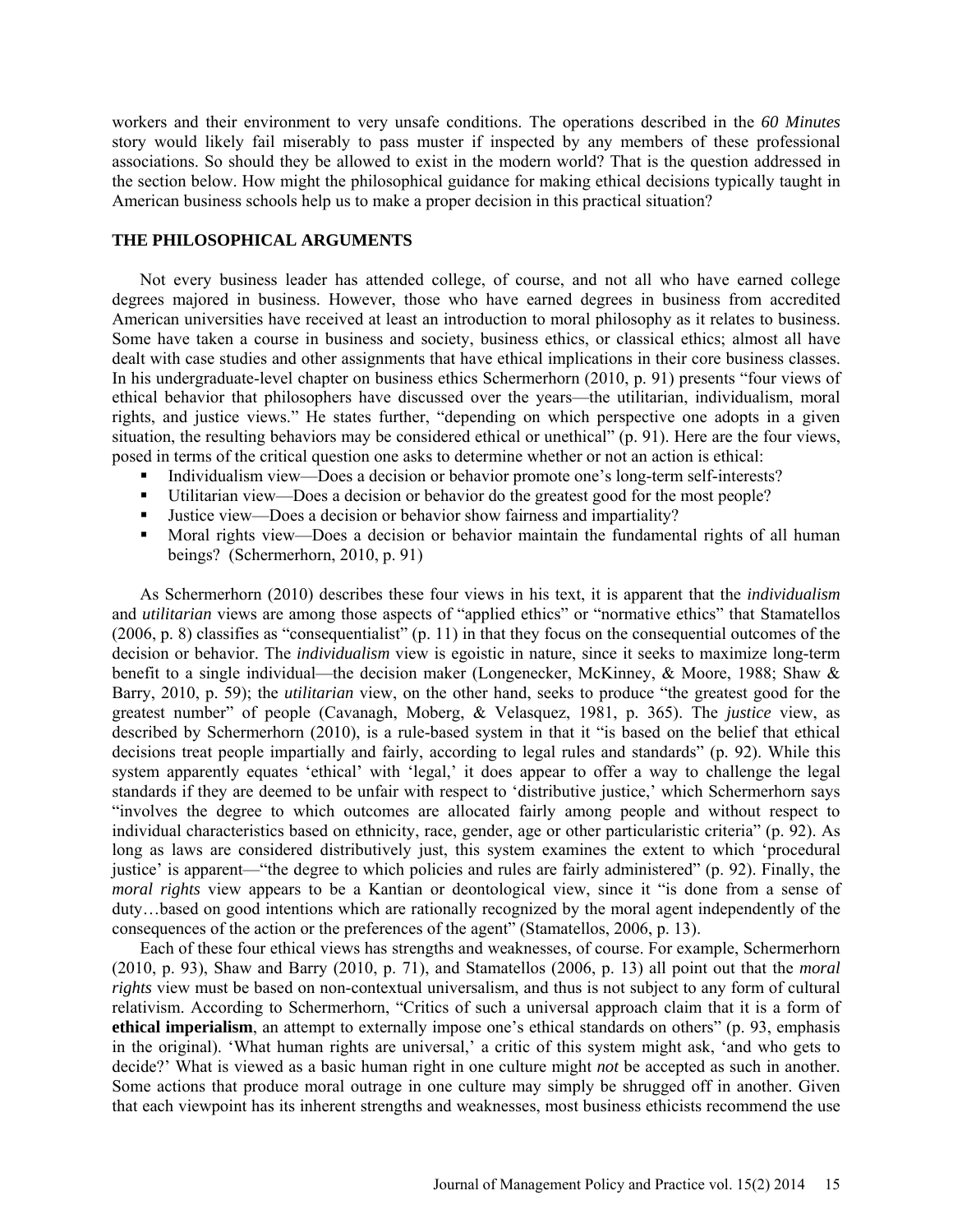workers and their environment to very unsafe conditions. The operations described in the *60 Minutes* story would likely fail miserably to pass muster if inspected by any members of these professional associations. So should they be allowed to exist in the modern world? That is the question addressed in the section below. How might the philosophical guidance for making ethical decisions typically taught in American business schools help us to make a proper decision in this practical situation?

## THE PHILOSOPHICAL ARGUMENTS

Not every business leader has attended college, of course, and not all who have earned college degrees majored in business. However, those who have earned degrees in business from accredited American universities have received at least an introduction to moral philosophy as it relates to business. Some have taken a course in business and society, business ethics, or classical ethics; almost all have dealt with case studies and other assignments that have ethical implications in their core business classes. In his undergraduate-level chapter on business ethics Schermerhorn (2010, p. 91) presents "four views of ethical behavior that philosophers have discussed over the years—the utilitarian, individualism, moral rights, and justice views." He states further, "depending on which perspective one adopts in a given situation, the resulting behaviors may be considered ethical or unethical" (p. 91). Here are the four views, posed in terms of the critical question one asks to determine whether or not an action is ethical:

- Individualism view—Does a decision or behavior promote one's long-term self-interests?
- Utilitarian view—Does a decision or behavior do the greatest good for the most people?
- Justice view—Does a decision or behavior show fairness and impartiality?
- Moral rights view—Does a decision or behavior maintain the fundamental rights of all human beings? (Schermerhorn, 2010, p. 91)

As Schermerhorn (2010) describes these four views in his text, it is apparent that the *individualism* and *utilitarian* views are among those aspects of "applied ethics" or "normative ethics" that Stamatellos (2006, p. 8) classifies as "consequentialist" (p. 11) in that they focus on the consequential outcomes of the decision or behavior. The *individualism* view is egoistic in nature, since it seeks to maximize long-term benefit to a single individual—the decision maker (Longenecker, McKinney, & Moore, 1988; Shaw & Barry, 2010, p. 59); the *utilitarian* view, on the other hand, seeks to produce "the greatest good for the greatest number" of people (Cavanagh, Moberg, & Velasquez, 1981, p. 365). The *justice* view, as described by Schermerhorn (2010), is a rule-based system in that it "is based on the belief that ethical decisions treat people impartially and fairly, according to legal rules and standards" (p. 92). While this system apparently equates 'ethical' with 'legal,' it does appear to offer a way to challenge the legal standards if they are deemed to be unfair with respect to 'distributive justice,' which Schermerhorn says "involves the degree to which outcomes are allocated fairly among people and without respect to individual characteristics based on ethnicity, race, gender, age or other particularistic criteria" (p. 92). As long as laws are considered distributively just, this system examines the extent to which 'procedural justice' is apparent—"the degree to which policies and rules are fairly administered" (p. 92). Finally, the *moral rights* view appears to be a Kantian or deontological view, since it "is done from a sense of duty…based on good intentions which are rationally recognized by the moral agent independently of the consequences of the action or the preferences of the agent" (Stamatellos, 2006, p. 13).

Each of these four ethical views has strengths and weaknesses, of course. For example, Schermerhorn (2010, p. 93), Shaw and Barry (2010, p. 71), and Stamatellos (2006, p. 13) all point out that the *moral rights* view must be based on non-contextual universalism, and thus is not subject to any form of cultural relativism. According to Schermerhorn, "Critics of such a universal approach claim that it is a form of **ethical imperialism**, an attempt to externally impose one's ethical standards on others" (p. 93, emphasis in the original). 'What human rights are universal,' a critic of this system might ask, 'and who gets to decide?' What is viewed as a basic human right in one culture might *not* be accepted as such in another. Some actions that produce moral outrage in one culture may simply be shrugged off in another. Given that each viewpoint has its inherent strengths and weaknesses, most business ethicists recommend the use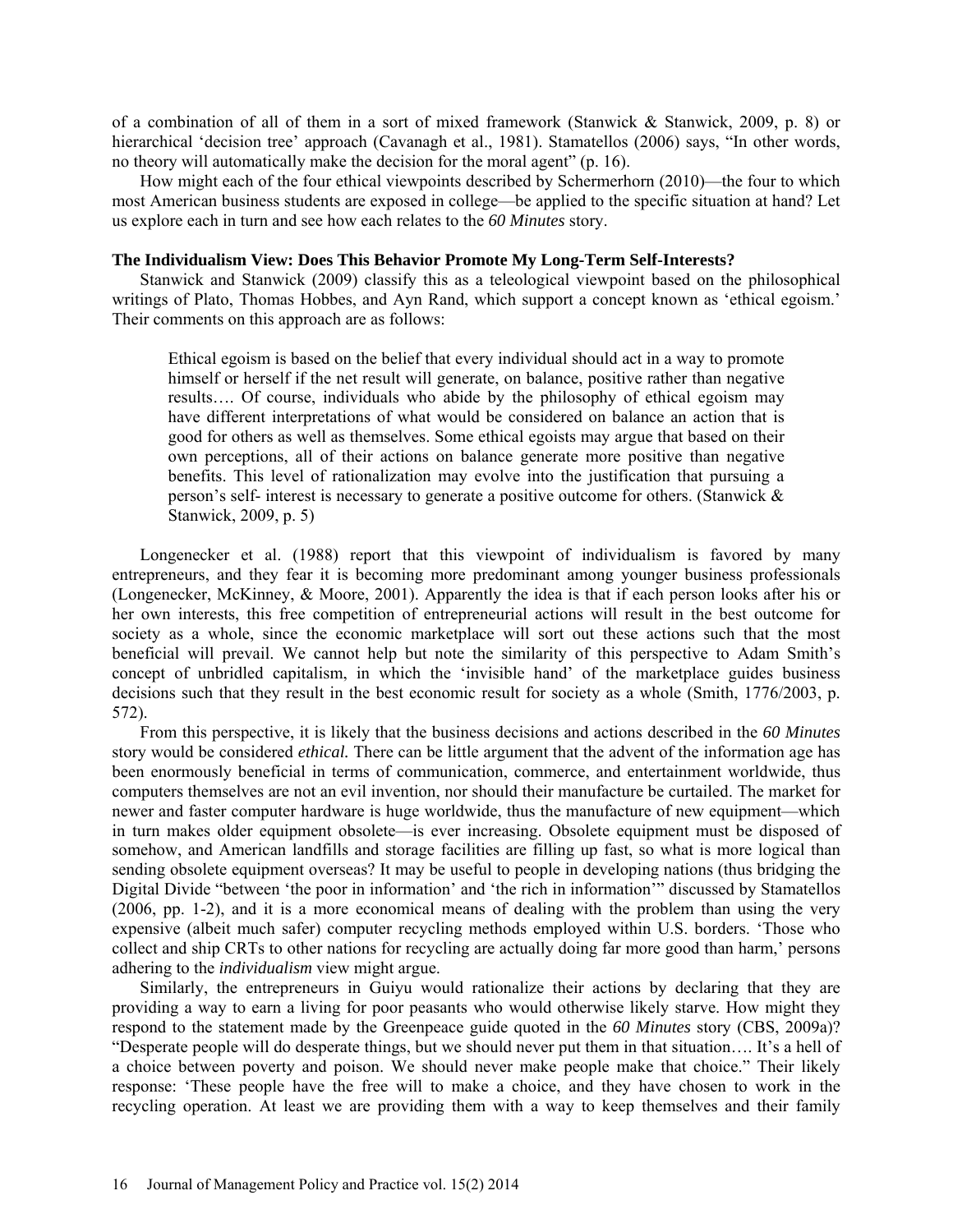of a combination of all of them in a sort of mixed framework (Stanwick & Stanwick, 2009, p. 8) or hierarchical 'decision tree' approach (Cavanagh et al., 1981). Stamatellos (2006) says, "In other words, no theory will automatically make the decision for the moral agent" (p. 16).

How might each of the four ethical viewpoints described by Schermerhorn (2010)—the four to which most American business students are exposed in college—be applied to the specific situation at hand? Let us explore each in turn and see how each relates to the *60 Minutes* story.

### The Individualism View: Does This Behavior Promote My Long-Term Self-Interests?

Stanwick and Stanwick (2009) classify this as a teleological viewpoint based on the philosophical writings of Plato, Thomas Hobbes, and Ayn Rand, which support a concept known as 'ethical egoism.' Their comments on this approach are as follows:

> Ethical egoism is based on the belief that every individual should act in a way to promote himself or herself if the net result will generate, on balance, positive rather than negative results…. Of course, individuals who abide by the philosophy of ethical egoism may have different interpretations of what would be considered on balance an action that is good for others as well as themselves. Some ethical egoists may argue that based on their own perceptions, all of their actions on balance generate more positive than negative benefits. This level of rationalization may evolve into the justification that pursuing a person's self- interest is necessary to generate a positive outcome for others. (Stanwick & Stanwick, 2009, p. 5)

Longenecker et al. (1988) report that this viewpoint of individualism is favored by many entrepreneurs, and they fear it is becoming more predominant among younger business professionals (Longenecker, McKinney, & Moore, 2001). Apparently the idea is that if each person looks after his or her own interests, this free competition of entrepreneurial actions will result in the best outcome for society as a whole, since the economic marketplace will sort out these actions such that the most beneficial will prevail. We cannot help but note the similarity of this perspective to Adam Smith's concept of unbridled capitalism, in which the 'invisible hand' of the marketplace guides business decisions such that they result in the best economic result for society as a whole (Smith, 1776/2003, p. 572).

From this perspective, it is likely that the business decisions and actions described in the *60 Minutes* story would be considered *ethical.* There can be little argument that the advent of the information age has been enormously beneficial in terms of communication, commerce, and entertainment worldwide, thus computers themselves are not an evil invention, nor should their manufacture be curtailed. The market for newer and faster computer hardware is huge worldwide, thus the manufacture of new equipment—which in turn makes older equipment obsolete—is ever increasing. Obsolete equipment must be disposed of somehow, and American landfills and storage facilities are filling up fast, so what is more logical than sending obsolete equipment overseas? It may be useful to people in developing nations (thus bridging the Digital Divide "between 'the poor in information' and 'the rich in information'" discussed by Stamatellos (2006, pp. 1-2), and it is a more economical means of dealing with the problem than using the very expensive (albeit much safer) computer recycling methods employed within U.S. borders. 'Those who collect and ship CRTs to other nations for recycling are actually doing far more good than harm,' persons adhering to the *individualism* view might argue.

Similarly, the entrepreneurs in Guiyu would rationalize their actions by declaring that they are providing a way to earn a living for poor peasants who would otherwise likely starve. How might they respond to the statement made by the Greenpeace guide quoted in the *60 Minutes* story (CBS, 2009a)? "Desperate people will do desperate things, but we should never put them in that situation…. It's a hell of a choice between poverty and poison. We should never make people make that choice." Their likely response: 'These people have the free will to make a choice, and they have chosen to work in the recycling operation. At least we are providing them with a way to keep themselves and their family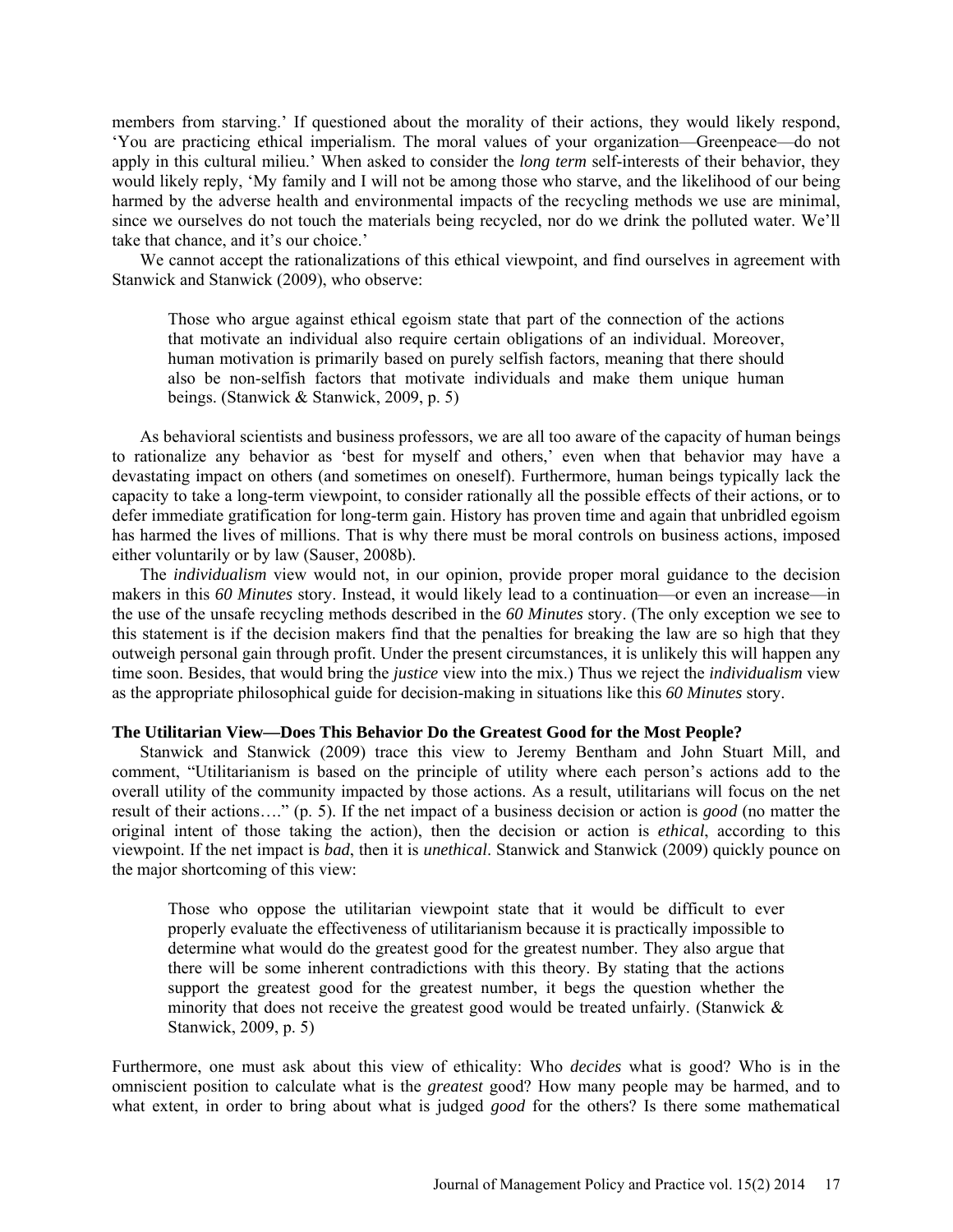members from starving.' If questioned about the morality of their actions, they would likely respond, 'You are practicing ethical imperialism. The moral values of your organization—Greenpeace—do not apply in this cultural milieu.' When asked to consider the *long term* self-interests of their behavior, they would likely reply, 'My family and I will not be among those who starve, and the likelihood of our being harmed by the adverse health and environmental impacts of the recycling methods we use are minimal, since we ourselves do not touch the materials being recycled, nor do we drink the polluted water. We'll take that chance, and it's our choice.'

We cannot accept the rationalizations of this ethical viewpoint, and find ourselves in agreement with Stanwick and Stanwick (2009), who observe:

> Those who argue against ethical egoism state that part of the connection of the actions that motivate an individual also require certain obligations of an individual. Moreover, human motivation is primarily based on purely selfish factors, meaning that there should also be non-selfish factors that motivate individuals and make them unique human beings. (Stanwick & Stanwick, 2009, p. 5)

As behavioral scientists and business professors, we are all too aware of the capacity of human beings to rationalize any behavior as 'best for myself and others,' even when that behavior may have a devastating impact on others (and sometimes on oneself). Furthermore, human beings typically lack the capacity to take a long-term viewpoint, to consider rationally all the possible effects of their actions, or to defer immediate gratification for long-term gain. History has proven time and again that unbridled egoism has harmed the lives of millions. That is why there must be moral controls on business actions, imposed either voluntarily or by law (Sauser, 2008b).

The *individualism* view would not, in our opinion, provide proper moral guidance to the decision makers in this *60 Minutes* story. Instead, it would likely lead to a continuation—or even an increase—in the use of the unsafe recycling methods described in the *60 Minutes* story. (The only exception we see to this statement is if the decision makers find that the penalties for breaking the law are so high that they outweigh personal gain through profit. Under the present circumstances, it is unlikely this will happen any time soon. Besides, that would bring the *justice* view into the mix.) Thus we reject the *individualism* view as the appropriate philosophical guide for decision-making in situations like this *60 Minutes* story.

### The Utilitarian View—Does This Behavior Do the Greatest Good for the Most People?

Stanwick and Stanwick (2009) trace this view to Jeremy Bentham and John Stuart Mill, and comment, "Utilitarianism is based on the principle of utility where each person's actions add to the overall utility of the community impacted by those actions. As a result, utilitarians will focus on the net result of their actions…." (p. 5). If the net impact of a business decision or action is *good* (no matter the original intent of those taking the action), then the decision or action is *ethical*, according to this viewpoint. If the net impact is *bad*, then it is *unethical*. Stanwick and Stanwick (2009) quickly pounce on the major shortcoming of this view:

> Those who oppose the utilitarian viewpoint state that it would be difficult to ever properly evaluate the effectiveness of utilitarianism because it is practically impossible to determine what would do the greatest good for the greatest number. They also argue that there will be some inherent contradictions with this theory. By stating that the actions support the greatest good for the greatest number, it begs the question whether the minority that does not receive the greatest good would be treated unfairly. (Stanwick & Stanwick, 2009, p. 5)

Furthermore, one must ask about this view of ethicality: Who *decides* what is good? Who is in the omniscient position to calculate what is the *greatest* good? How many people may be harmed, and to what extent, in order to bring about what is judged *good* for the others? Is there some mathematical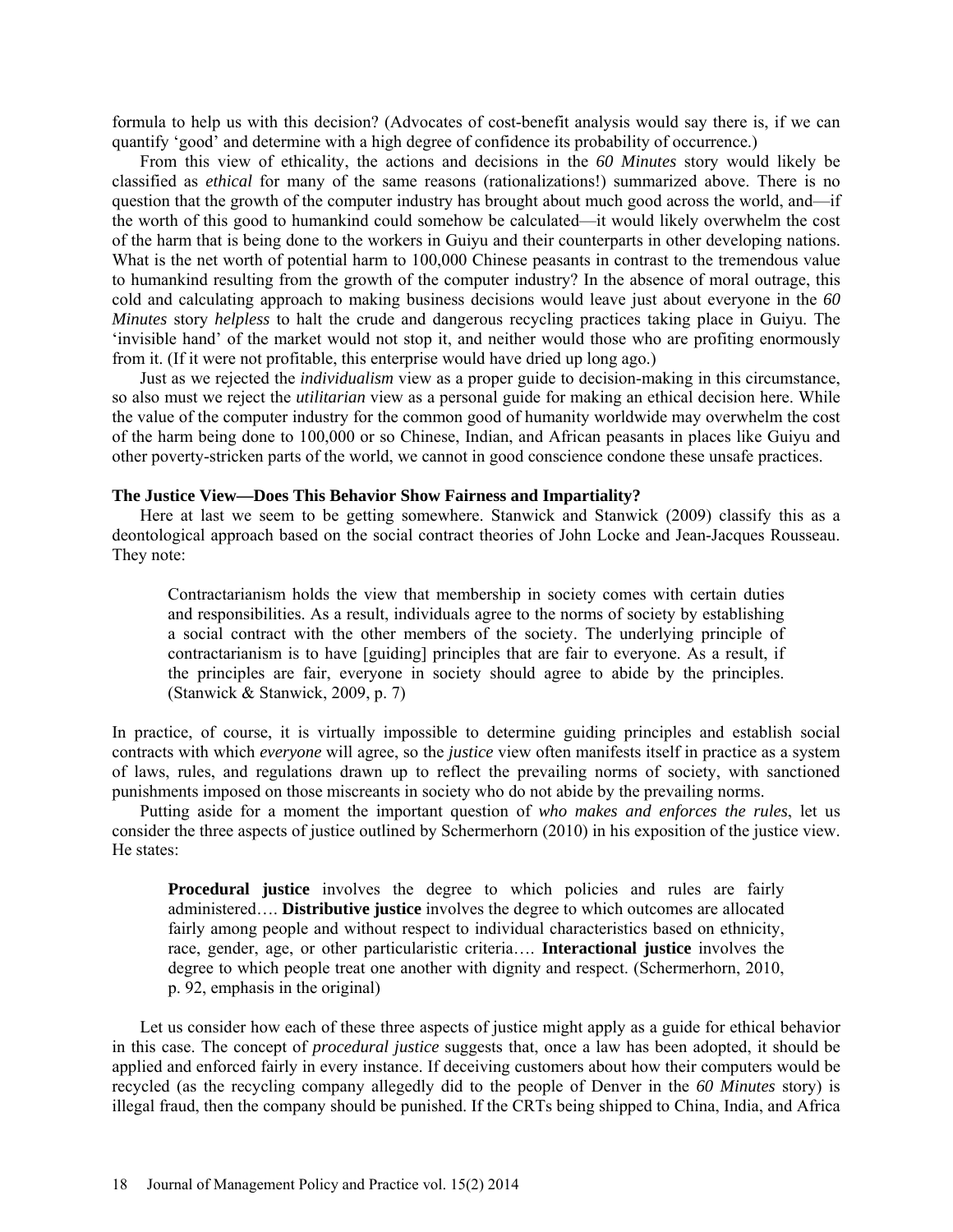formula to help us with this decision? (Advocates of cost-benefit analysis would say there is, if we can quantify 'good' and determine with a high degree of confidence its probability of occurrence.)

From this view of ethicality, the actions and decisions in the *60 Minutes* story would likely be classified as *ethical* for many of the same reasons (rationalizations!) summarized above. There is no question that the growth of the computer industry has brought about much good across the world, and—if the worth of this good to humankind could somehow be calculated—it would likely overwhelm the cost of the harm that is being done to the workers in Guiyu and their counterparts in other developing nations. What is the net worth of potential harm to 100,000 Chinese peasants in contrast to the tremendous value to humankind resulting from the growth of the computer industry? In the absence of moral outrage, this cold and calculating approach to making business decisions would leave just about everyone in the *60 Minutes* story *helpless* to halt the crude and dangerous recycling practices taking place in Guiyu. The 'invisible hand' of the market would not stop it, and neither would those who are profiting enormously from it. (If it were not profitable, this enterprise would have dried up long ago.)

Just as we rejected the *individualism* view as a proper guide to decision-making in this circumstance, so also must we reject the *utilitarian* view as a personal guide for making an ethical decision here. While the value of the computer industry for the common good of humanity worldwide may overwhelm the cost of the harm being done to 100,000 or so Chinese, Indian, and African peasants in places like Guiyu and other poverty-stricken parts of the world, we cannot in good conscience condone these unsafe practices.

### The Justice View—Does This Behavior Show Fairness and Impartiality?

Here at last we seem to be getting somewhere. Stanwick and Stanwick (2009) classify this as a deontological approach based on the social contract theories of John Locke and Jean-Jacques Rousseau. They note:

> Contractarianism holds the view that membership in society comes with certain duties and responsibilities. As a result, individuals agree to the norms of society by establishing a social contract with the other members of the society. The underlying principle of contractarianism is to have [guiding] principles that are fair to everyone. As a result, if the principles are fair, everyone in society should agree to abide by the principles. (Stanwick & Stanwick, 2009, p. 7)

In practice, of course, it is virtually impossible to determine guiding principles and establish social contracts with which *everyone* will agree, so the *justice* view often manifests itself in practice as a system of laws, rules, and regulations drawn up to reflect the prevailing norms of society, with sanctioned punishments imposed on those miscreants in society who do not abide by the prevailing norms.

Putting aside for a moment the important question of *who makes and enforces the rules*, let us consider the three aspects of justice outlined by Schermerhorn (2010) in his exposition of the justice view. He states:

> **Procedural justice** involves the degree to which policies and rules are fairly administered…. **Distributive justice** involves the degree to which outcomes are allocated fairly among people and without respect to individual characteristics based on ethnicity, race, gender, age, or other particularistic criteria…. **Interactional justice** involves the degree to which people treat one another with dignity and respect. (Schermerhorn, 2010, p. 92, emphasis in the original)

Let us consider how each of these three aspects of justice might apply as a guide for ethical behavior in this case. The concept of *procedural justice* suggests that, once a law has been adopted, it should be applied and enforced fairly in every instance. If deceiving customers about how their computers would be recycled (as the recycling company allegedly did to the people of Denver in the *60 Minutes* story) is illegal fraud, then the company should be punished. If the CRTs being shipped to China, India, and Africa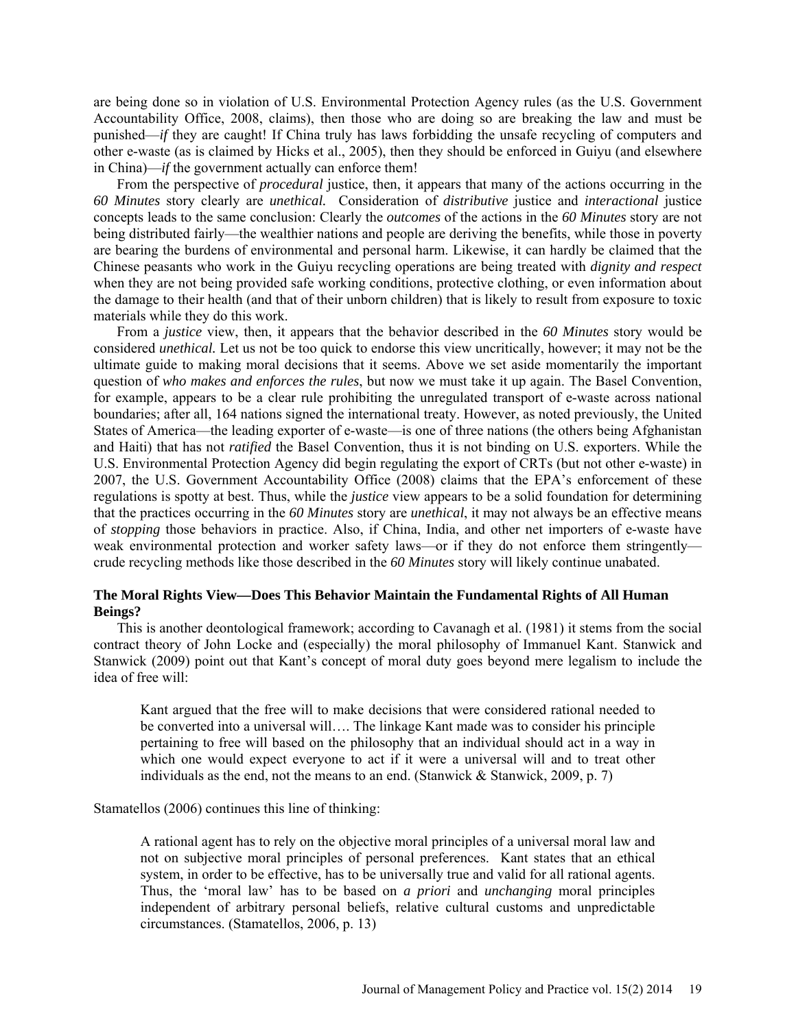are being done so in violation of U.S. Environmental Protection Agency rules (as the U.S. Government Accountability Office, 2008, claims), then those who are doing so are breaking the law and must be punished—*if* they are caught! If China truly has laws forbidding the unsafe recycling of computers and other e-waste (as is claimed by Hicks et al., 2005), then they should be enforced in Guiyu (and elsewhere in China)—*if* the government actually can enforce them!

From the perspective of *procedural* justice, then, it appears that many of the actions occurring in the *60 Minutes* story clearly are *unethical.* Consideration of *distributive* justice and *interactional* justice concepts leads to the same conclusion: Clearly the *outcomes* of the actions in the *60 Minutes* story are not being distributed fairly—the wealthier nations and people are deriving the benefits, while those in poverty are bearing the burdens of environmental and personal harm. Likewise, it can hardly be claimed that the Chinese peasants who work in the Guiyu recycling operations are being treated with *dignity and respect* when they are not being provided safe working conditions, protective clothing, or even information about the damage to their health (and that of their unborn children) that is likely to result from exposure to toxic materials while they do this work.

From a *justice* view, then, it appears that the behavior described in the *60 Minutes* story would be considered *unethical.* Let us not be too quick to endorse this view uncritically, however; it may not be the ultimate guide to making moral decisions that it seems. Above we set aside momentarily the important question of *who makes and enforces the rules*, but now we must take it up again. The Basel Convention, for example, appears to be a clear rule prohibiting the unregulated transport of e-waste across national boundaries; after all, 164 nations signed the international treaty. However, as noted previously, the United States of America—the leading exporter of e-waste—is one of three nations (the others being Afghanistan and Haiti) that has not *ratified* the Basel Convention, thus it is not binding on U.S. exporters. While the U.S. Environmental Protection Agency did begin regulating the export of CRTs (but not other e-waste) in 2007, the U.S. Government Accountability Office (2008) claims that the EPA's enforcement of these regulations is spotty at best. Thus, while the *justice* view appears to be a solid foundation for determining that the practices occurring in the *60 Minutes* story are *unethical*, it may not always be an effective means of *stopping* those behaviors in practice. Also, if China, India, and other net importers of e-waste have weak environmental protection and worker safety laws—or if they do not enforce them stringently—crude recycling methods like those described in the *60 Minutes* story will likely continue unabated.

### The Moral Rights View—Does This Behavior Maintain the Fundamental Rights of All Human Beings?

This is another deontological framework; according to Cavanagh et al. (1981) it stems from the social contract theory of John Locke and (especially) the moral philosophy of Immanuel Kant. Stanwick and Stanwick (2009) point out that Kant's concept of moral duty goes beyond mere legalism to include the idea of free will:

> Kant argued that the free will to make decisions that were considered rational needed to be converted into a universal will…. The linkage Kant made was to consider his principle pertaining to free will based on the philosophy that an individual should act in a way in which one would expect everyone to act if it were a universal will and to treat other individuals as the end, not the means to an end. (Stanwick & Stanwick, 2009, p. 7)

Stamatellos (2006) continues this line of thinking:

> A rational agent has to rely on the objective moral principles of a universal moral law and not on subjective moral principles of personal preferences. Kant states that an ethical system, in order to be effective, has to be universally true and valid for all rational agents. Thus, the 'moral law' has to be based on *a priori* and *unchanging* moral principles independent of arbitrary personal beliefs, relative cultural customs and unpredictable circumstances. (Stamatellos, 2006, p. 13)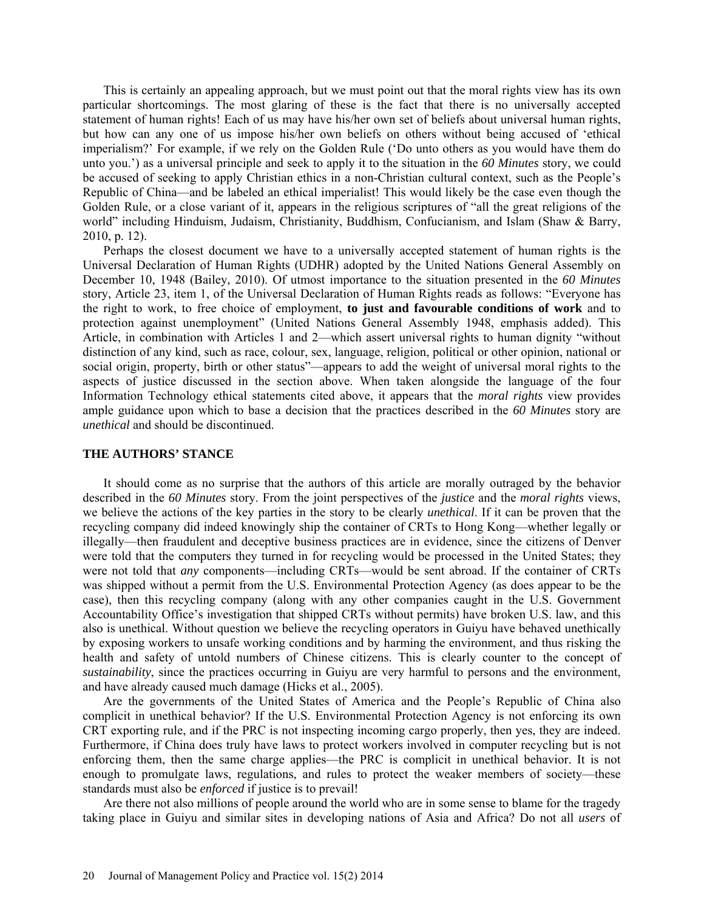This is certainly an appealing approach, but we must point out that the moral rights view has its own particular shortcomings. The most glaring of these is the fact that there is no universally accepted statement of human rights! Each of us may have his/her own set of beliefs about universal human rights, but how can any one of us impose his/her own beliefs on others without being accused of 'ethical imperialism?' For example, if we rely on the Golden Rule ('Do unto others as you would have them do unto you.') as a universal principle and seek to apply it to the situation in the *60 Minutes* story, we could be accused of seeking to apply Christian ethics in a non-Christian cultural context, such as the People's Republic of China—and be labeled an ethical imperialist! This would likely be the case even though the Golden Rule, or a close variant of it, appears in the religious scriptures of "all the great religions of the world" including Hinduism, Judaism, Christianity, Buddhism, Confucianism, and Islam (Shaw & Barry, 2010, p. 12).

Perhaps the closest document we have to a universally accepted statement of human rights is the Universal Declaration of Human Rights (UDHR) adopted by the United Nations General Assembly on December 10, 1948 (Bailey, 2010). Of utmost importance to the situation presented in the *60 Minutes* story, Article 23, item 1, of the Universal Declaration of Human Rights reads as follows: "Everyone has the right to work, to free choice of employment, **to just and favourable conditions of work** and to protection against unemployment" (United Nations General Assembly 1948, emphasis added). This Article, in combination with Articles 1 and 2—which assert universal rights to human dignity "without distinction of any kind, such as race, colour, sex, language, religion, political or other opinion, national or social origin, property, birth or other status"—appears to add the weight of universal moral rights to the aspects of justice discussed in the section above. When taken alongside the language of the four Information Technology ethical statements cited above, it appears that the *moral rights* view provides ample guidance upon which to base a decision that the practices described in the *60 Minutes* story are *unethical* and should be discontinued.

## THE AUTHORS' STANCE

It should come as no surprise that the authors of this article are morally outraged by the behavior described in the *60 Minutes* story. From the joint perspectives of the *justice* and the *moral rights* views, we believe the actions of the key parties in the story to be clearly *unethical*. If it can be proven that the recycling company did indeed knowingly ship the container of CRTs to Hong Kong—whether legally or illegally—then fraudulent and deceptive business practices are in evidence, since the citizens of Denver were told that the computers they turned in for recycling would be processed in the United States; they were not told that *any* components—including CRTs—would be sent abroad. If the container of CRTs was shipped without a permit from the U.S. Environmental Protection Agency (as does appear to be the case), then this recycling company (along with any other companies caught in the U.S. Government Accountability Office's investigation that shipped CRTs without permits) have broken U.S. law, and this also is unethical. Without question we believe the recycling operators in Guiyu have behaved unethically by exposing workers to unsafe working conditions and by harming the environment, and thus risking the health and safety of untold numbers of Chinese citizens. This is clearly counter to the concept of *sustainability*, since the practices occurring in Guiyu are very harmful to persons and the environment, and have already caused much damage (Hicks et al., 2005).

Are the governments of the United States of America and the People's Republic of China also complicit in unethical behavior? If the U.S. Environmental Protection Agency is not enforcing its own CRT exporting rule, and if the PRC is not inspecting incoming cargo properly, then yes, they are indeed. Furthermore, if China does truly have laws to protect workers involved in computer recycling but is not enforcing them, then the same charge applies—the PRC is complicit in unethical behavior. It is not enough to promulgate laws, regulations, and rules to protect the weaker members of society—these standards must also be *enforced* if justice is to prevail!

Are there not also millions of people around the world who are in some sense to blame for the tragedy taking place in Guiyu and similar sites in developing nations of Asia and Africa? Do not all *users* of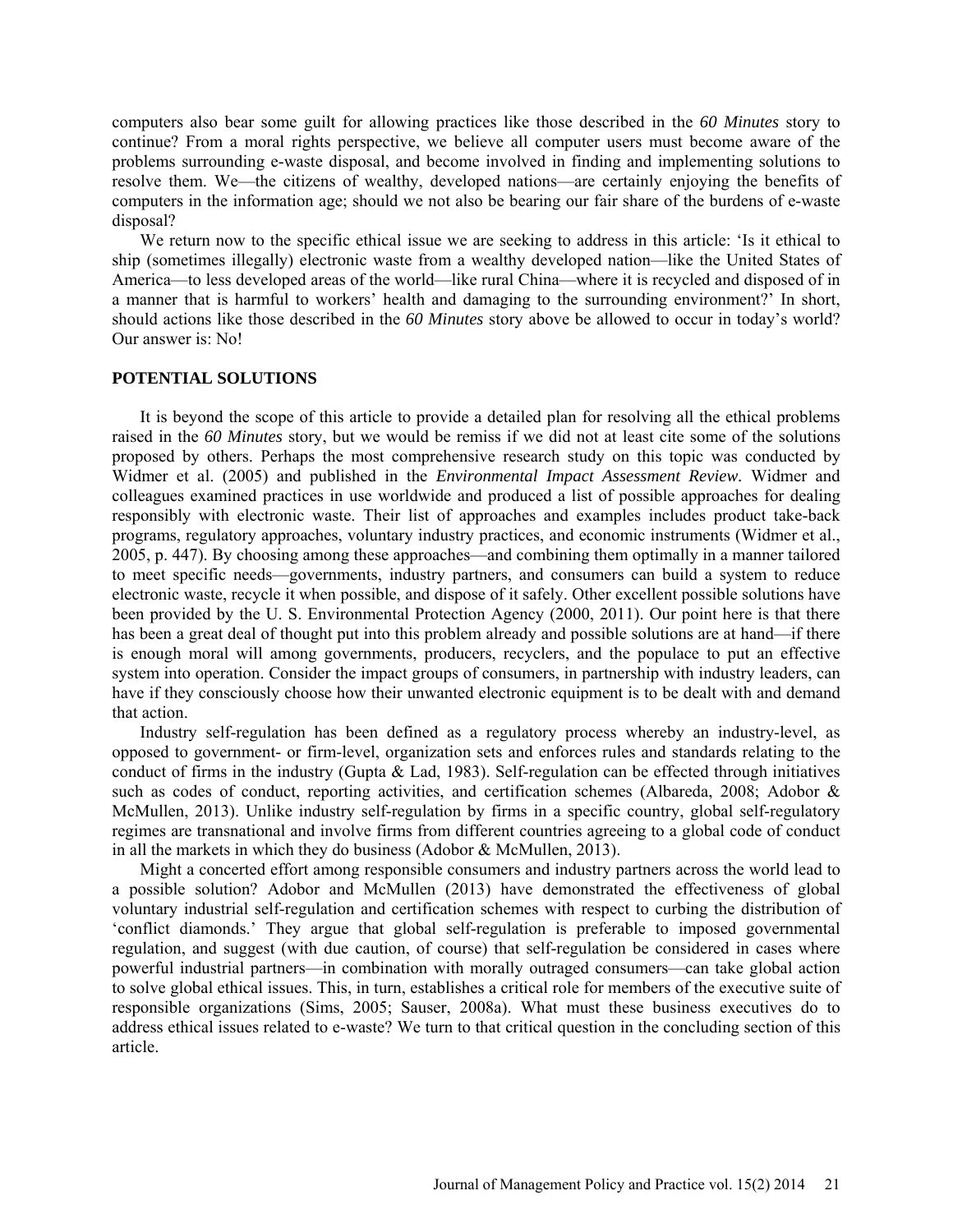computers also bear some guilt for allowing practices like those described in the *60 Minutes* story to continue? From a moral rights perspective, we believe all computer users must become aware of the problems surrounding e-waste disposal, and become involved in finding and implementing solutions to resolve them. We—the citizens of wealthy, developed nations—are certainly enjoying the benefits of computers in the information age; should we not also be bearing our fair share of the burdens of e-waste disposal?

We return now to the specific ethical issue we are seeking to address in this article: 'Is it ethical to ship (sometimes illegally) electronic waste from a wealthy developed nation—like the United States of America—to less developed areas of the world—like rural China—where it is recycled and disposed of in a manner that is harmful to workers' health and damaging to the surrounding environment?' In short, should actions like those described in the *60 Minutes* story above be allowed to occur in today's world? Our answer is: No!

## POTENTIAL SOLUTIONS

It is beyond the scope of this article to provide a detailed plan for resolving all the ethical problems raised in the *60 Minutes* story, but we would be remiss if we did not at least cite some of the solutions proposed by others. Perhaps the most comprehensive research study on this topic was conducted by Widmer et al. (2005) and published in the *Environmental Impact Assessment Review.* Widmer and colleagues examined practices in use worldwide and produced a list of possible approaches for dealing responsibly with electronic waste. Their list of approaches and examples includes product take-back programs, regulatory approaches, voluntary industry practices, and economic instruments (Widmer et al., 2005, p. 447). By choosing among these approaches—and combining them optimally in a manner tailored to meet specific needs—governments, industry partners, and consumers can build a system to reduce electronic waste, recycle it when possible, and dispose of it safely. Other excellent possible solutions have been provided by the U. S. Environmental Protection Agency (2000, 2011). Our point here is that there has been a great deal of thought put into this problem already and possible solutions are at hand—if there is enough moral will among governments, producers, recyclers, and the populace to put an effective system into operation. Consider the impact groups of consumers, in partnership with industry leaders, can have if they consciously choose how their unwanted electronic equipment is to be dealt with and demand that action.

Industry self-regulation has been defined as a regulatory process whereby an industry-level, as opposed to government- or firm-level, organization sets and enforces rules and standards relating to the conduct of firms in the industry (Gupta & Lad, 1983). Self-regulation can be effected through initiatives such as codes of conduct, reporting activities, and certification schemes (Albareda, 2008; Adobor & McMullen, 2013). Unlike industry self-regulation by firms in a specific country, global self-regulatory regimes are transnational and involve firms from different countries agreeing to a global code of conduct in all the markets in which they do business (Adobor & McMullen, 2013).

Might a concerted effort among responsible consumers and industry partners across the world lead to a possible solution? Adobor and McMullen (2013) have demonstrated the effectiveness of global voluntary industrial self-regulation and certification schemes with respect to curbing the distribution of 'conflict diamonds.' They argue that global self-regulation is preferable to imposed governmental regulation, and suggest (with due caution, of course) that self-regulation be considered in cases where powerful industrial partners—in combination with morally outraged consumers—can take global action to solve global ethical issues. This, in turn, establishes a critical role for members of the executive suite of responsible organizations (Sims, 2005; Sauser, 2008a). What must these business executives do to address ethical issues related to e-waste? We turn to that critical question in the concluding section of this article.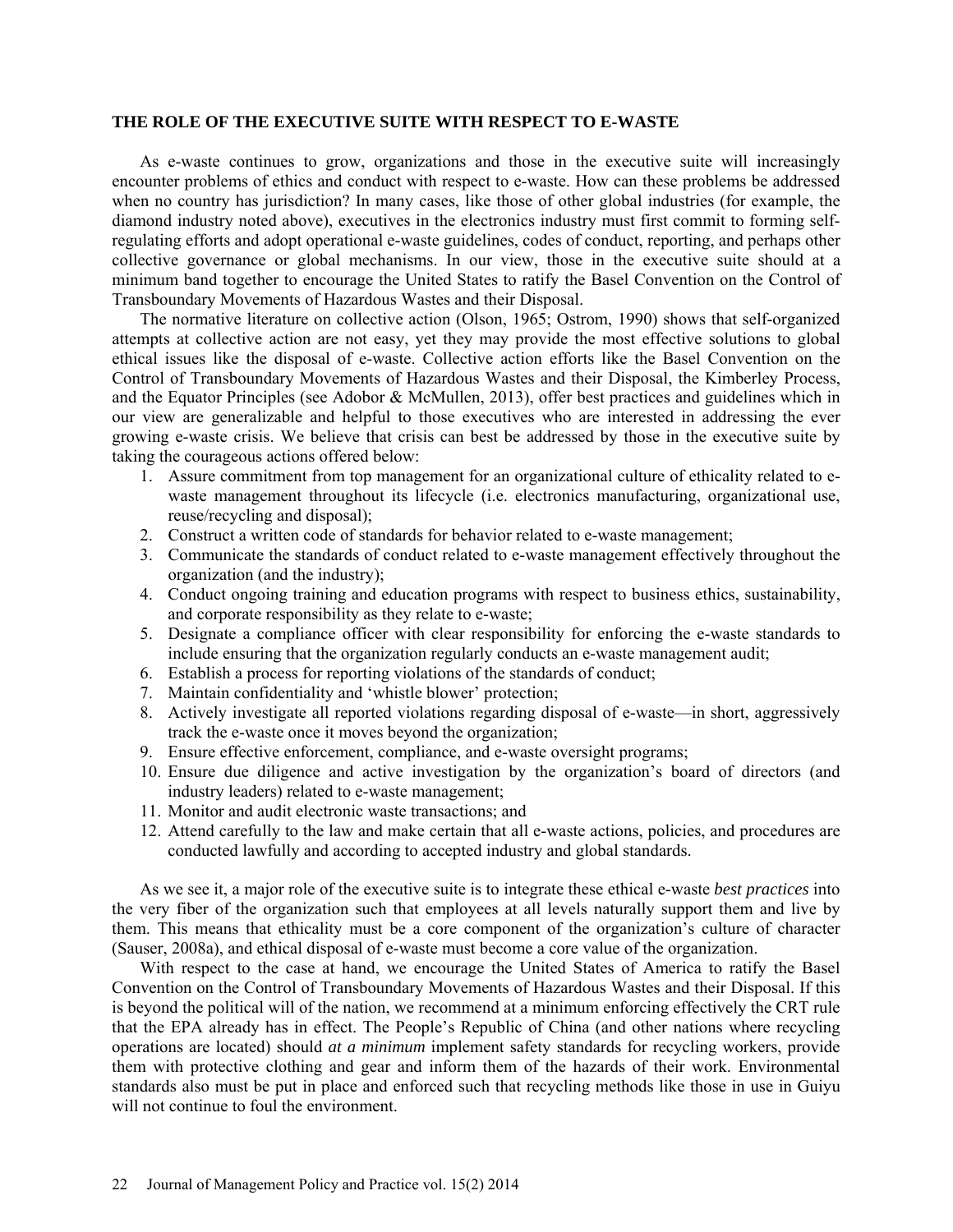## THE ROLE OF THE EXECUTIVE SUITE WITH RESPECT TO E-WASTE

As e-waste continues to grow, organizations and those in the executive suite will increasingly encounter problems of ethics and conduct with respect to e-waste. How can these problems be addressed when no country has jurisdiction? In many cases, like those of other global industries (for example, the diamond industry noted above), executives in the electronics industry must first commit to forming self-regulating efforts and adopt operational e-waste guidelines, codes of conduct, reporting, and perhaps other collective governance or global mechanisms. In our view, those in the executive suite should at a minimum band together to encourage the United States to ratify the Basel Convention on the Control of Transboundary Movements of Hazardous Wastes and their Disposal.

The normative literature on collective action (Olson, 1965; Ostrom, 1990) shows that self-organized attempts at collective action are not easy, yet they may provide the most effective solutions to global ethical issues like the disposal of e-waste. Collective action efforts like the Basel Convention on the Control of Transboundary Movements of Hazardous Wastes and their Disposal, the Kimberley Process, and the Equator Principles (see Adobor & McMullen, 2013), offer best practices and guidelines which in our view are generalizable and helpful to those executives who are interested in addressing the ever growing e-waste crisis. We believe that crisis can best be addressed by those in the executive suite by taking the courageous actions offered below:

1. Assure commitment from top management for an organizational culture of ethicality related to e-waste management throughout its lifecycle (i.e. electronics manufacturing, organizational use, reuse/recycling and disposal);
2. Construct a written code of standards for behavior related to e-waste management;
3. Communicate the standards of conduct related to e-waste management effectively throughout the organization (and the industry);
4. Conduct ongoing training and education programs with respect to business ethics, sustainability, and corporate responsibility as they relate to e-waste;
5. Designate a compliance officer with clear responsibility for enforcing the e-waste standards to include ensuring that the organization regularly conducts an e-waste management audit;
6. Establish a process for reporting violations of the standards of conduct;
7. Maintain confidentiality and 'whistle blower' protection;
8. Actively investigate all reported violations regarding disposal of e-waste—in short, aggressively track the e-waste once it moves beyond the organization;
9. Ensure effective enforcement, compliance, and e-waste oversight programs;
10. Ensure due diligence and active investigation by the organization's board of directors (and industry leaders) related to e-waste management;
11. Monitor and audit electronic waste transactions; and
12. Attend carefully to the law and make certain that all e-waste actions, policies, and procedures are conducted lawfully and according to accepted industry and global standards.

As we see it, a major role of the executive suite is to integrate these ethical e-waste *best practices* into the very fiber of the organization such that employees at all levels naturally support them and live by them. This means that ethicality must be a core component of the organization's culture of character (Sauser, 2008a), and ethical disposal of e-waste must become a core value of the organization.

With respect to the case at hand, we encourage the United States of America to ratify the Basel Convention on the Control of Transboundary Movements of Hazardous Wastes and their Disposal. If this is beyond the political will of the nation, we recommend at a minimum enforcing effectively the CRT rule that the EPA already has in effect. The People's Republic of China (and other nations where recycling operations are located) should *at a minimum* implement safety standards for recycling workers, provide them with protective clothing and gear and inform them of the hazards of their work. Environmental standards also must be put in place and enforced such that recycling methods like those in use in Guiyu will not continue to foul the environment.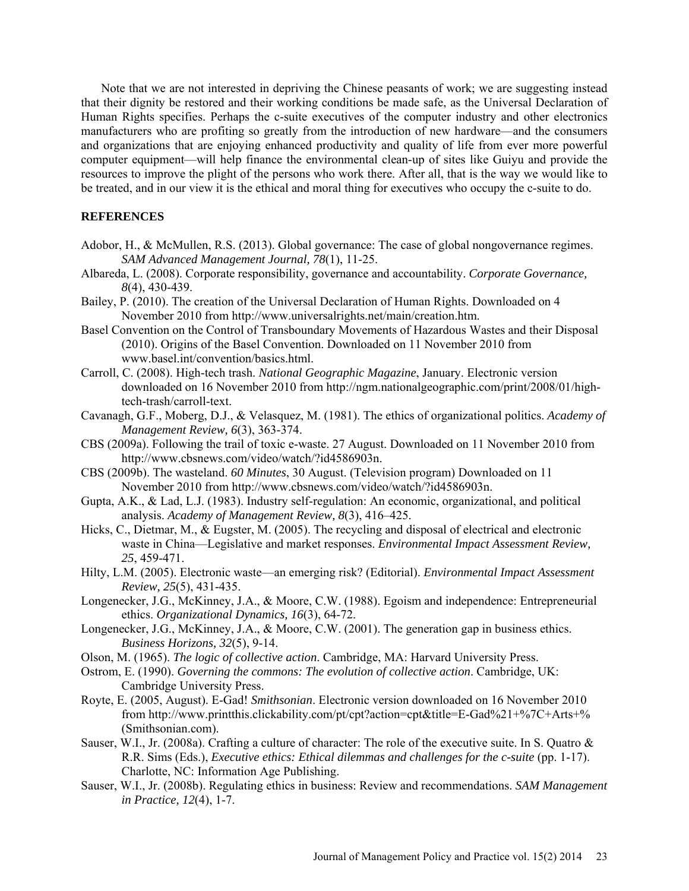Note that we are not interested in depriving the Chinese peasants of work; we are suggesting instead that their dignity be restored and their working conditions be made safe, as the Universal Declaration of Human Rights specifies. Perhaps the c-suite executives of the computer industry and other electronics manufacturers who are profiting so greatly from the introduction of new hardware—and the consumers and organizations that are enjoying enhanced productivity and quality of life from ever more powerful computer equipment—will help finance the environmental clean-up of sites like Guiyu and provide the resources to improve the plight of the persons who work there. After all, that is the way we would like to be treated, and in our view it is the ethical and moral thing for executives who occupy the c-suite to do.

## REFERENCES

Adobor, H., & McMullen, R.S. (2013). Global governance: The case of global nongovernance regimes. *SAM Advanced Management Journal, 78*(1), 11-25.

Albareda, L. (2008). Corporate responsibility, governance and accountability. *Corporate Governance, 8*(4), 430-439.

Bailey, P. (2010). The creation of the Universal Declaration of Human Rights. Downloaded on 4 November 2010 from http://www.universalrights.net/main/creation.htm.

Basel Convention on the Control of Transboundary Movements of Hazardous Wastes and their Disposal (2010). Origins of the Basel Convention. Downloaded on 11 November 2010 from www.basel.int/convention/basics.html.

Carroll, C. (2008). High-tech trash. *National Geographic Magazine*, January. Electronic version downloaded on 16 November 2010 from http://ngm.nationalgeographic.com/print/2008/01/high-tech-trash/carroll-text.

Cavanagh, G.F., Moberg, D.J., & Velasquez, M. (1981). The ethics of organizational politics. *Academy of Management Review, 6*(3), 363-374.

CBS (2009a). Following the trail of toxic e-waste. 27 August. Downloaded on 11 November 2010 from http://www.cbsnews.com/video/watch/?id4586903n.

CBS (2009b). The wasteland. *60 Minutes*, 30 August. (Television program) Downloaded on 11 November 2010 from http://www.cbsnews.com/video/watch/?id4586903n.

Gupta, A.K., & Lad, L.J. (1983). Industry self-regulation: An economic, organizational, and political analysis. *Academy of Management Review, 8*(3), 416–425.

Hicks, C., Dietmar, M., & Eugster, M. (2005). The recycling and disposal of electrical and electronic waste in China—Legislative and market responses. *Environmental Impact Assessment Review, 25*, 459-471.

Hilty, L.M. (2005). Electronic waste—an emerging risk? (Editorial). *Environmental Impact Assessment Review, 25*(5), 431-435.

Longenecker, J.G., McKinney, J.A., & Moore, C.W. (1988). Egoism and independence: Entrepreneurial ethics. *Organizational Dynamics, 16*(3), 64-72.

Longenecker, J.G., McKinney, J.A., & Moore, C.W. (2001). The generation gap in business ethics. *Business Horizons, 32*(5), 9-14.

Olson, M. (1965). *The logic of collective action*. Cambridge, MA: Harvard University Press.

Ostrom, E. (1990). *Governing the commons: The evolution of collective action*. Cambridge, UK: Cambridge University Press.

Royte, E. (2005, August). E-Gad! *Smithsonian*. Electronic version downloaded on 16 November 2010 from http://www.printthis.clickability.com/pt/cpt?action=cpt&title=E-Gad%21+%7C+Arts+% (Smithsonian.com).

Sauser, W.I., Jr. (2008a). Crafting a culture of character: The role of the executive suite. In S. Quatro & R.R. Sims (Eds.), *Executive ethics: Ethical dilemmas and challenges for the c-suite* (pp. 1-17). Charlotte, NC: Information Age Publishing.

Sauser, W.I., Jr. (2008b). Regulating ethics in business: Review and recommendations. *SAM Management in Practice, 12*(4), 1-7.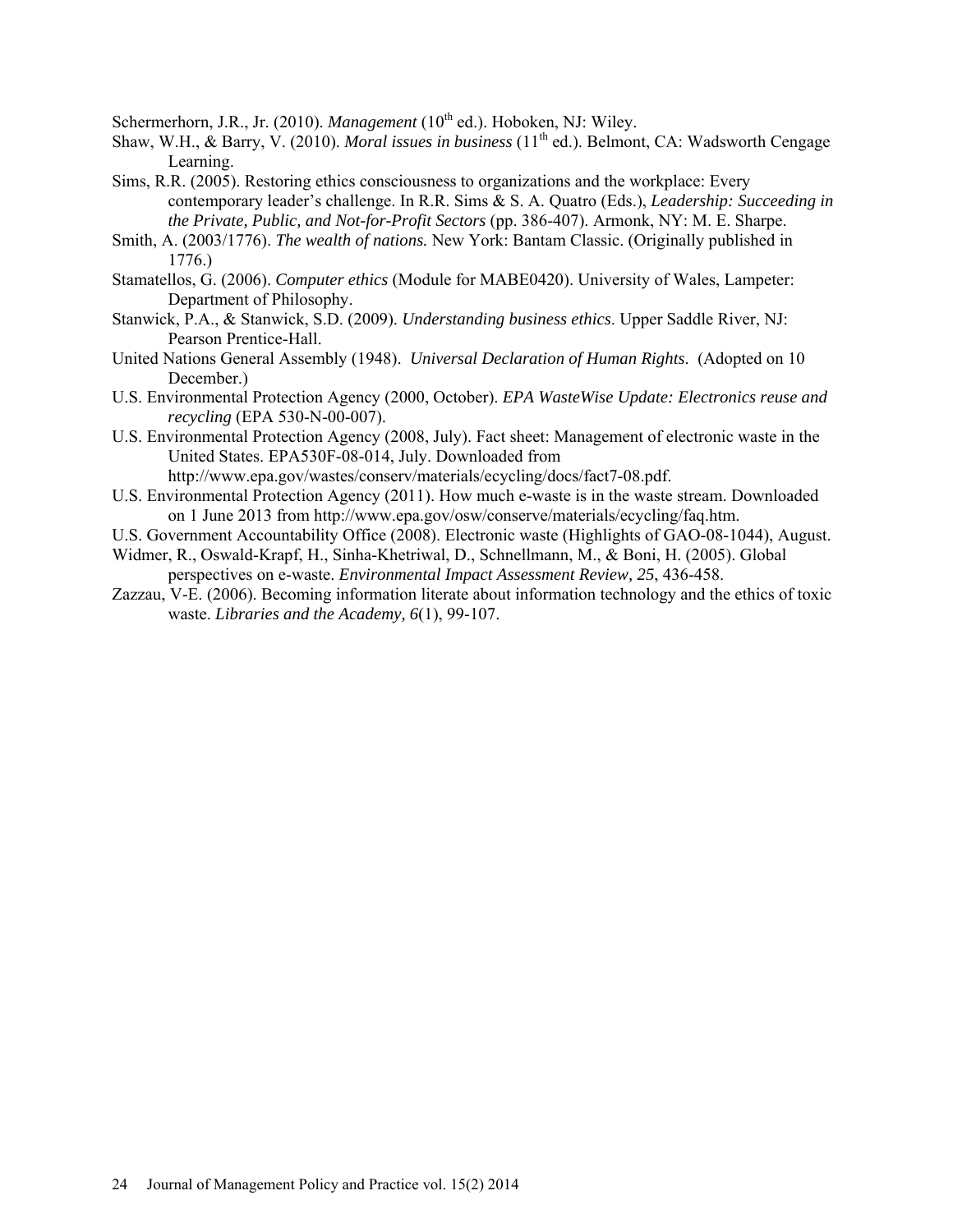Schermerhorn, J.R., Jr. (2010). *Management* (10th ed.). Hoboken, NJ: Wiley.

Shaw, W.H., & Barry, V. (2010). *Moral issues in business* (11th ed.). Belmont, CA: Wadsworth Cengage Learning.

Sims, R.R. (2005). Restoring ethics consciousness to organizations and the workplace: Every contemporary leader's challenge. In R.R. Sims & S. A. Quatro (Eds.), *Leadership: Succeeding in the Private, Public, and Not-for-Profit Sectors* (pp. 386-407). Armonk, NY: M. E. Sharpe.

Smith, A. (2003/1776). *The wealth of nations.* New York: Bantam Classic. (Originally published in 1776.)

Stamatellos, G. (2006). *Computer ethics* (Module for MABE0420). University of Wales, Lampeter: Department of Philosophy.

Stanwick, P.A., & Stanwick, S.D. (2009). *Understanding business ethics*. Upper Saddle River, NJ: Pearson Prentice-Hall.

United Nations General Assembly (1948). *Universal Declaration of Human Rights*. (Adopted on 10 December.)

U.S. Environmental Protection Agency (2000, October). *EPA WasteWise Update: Electronics reuse and recycling* (EPA 530-N-00-007).

U.S. Environmental Protection Agency (2008, July). Fact sheet: Management of electronic waste in the United States. EPA530F-08-014, July. Downloaded from http://www.epa.gov/wastes/conserv/materials/ecycling/docs/fact7-08.pdf.

U.S. Environmental Protection Agency (2011). How much e-waste is in the waste stream. Downloaded on 1 June 2013 from http://www.epa.gov/osw/conserve/materials/ecycling/faq.htm.

U.S. Government Accountability Office (2008). Electronic waste (Highlights of GAO-08-1044), August.

Widmer, R., Oswald-Krapf, H., Sinha-Khetriwal, D., Schnellmann, M., & Boni, H. (2005). Global perspectives on e-waste. *Environmental Impact Assessment Review, 25*, 436-458.

Zazzau, V-E. (2006). Becoming information literate about information technology and the ethics of toxic waste. *Libraries and the Academy, 6*(1), 99-107.